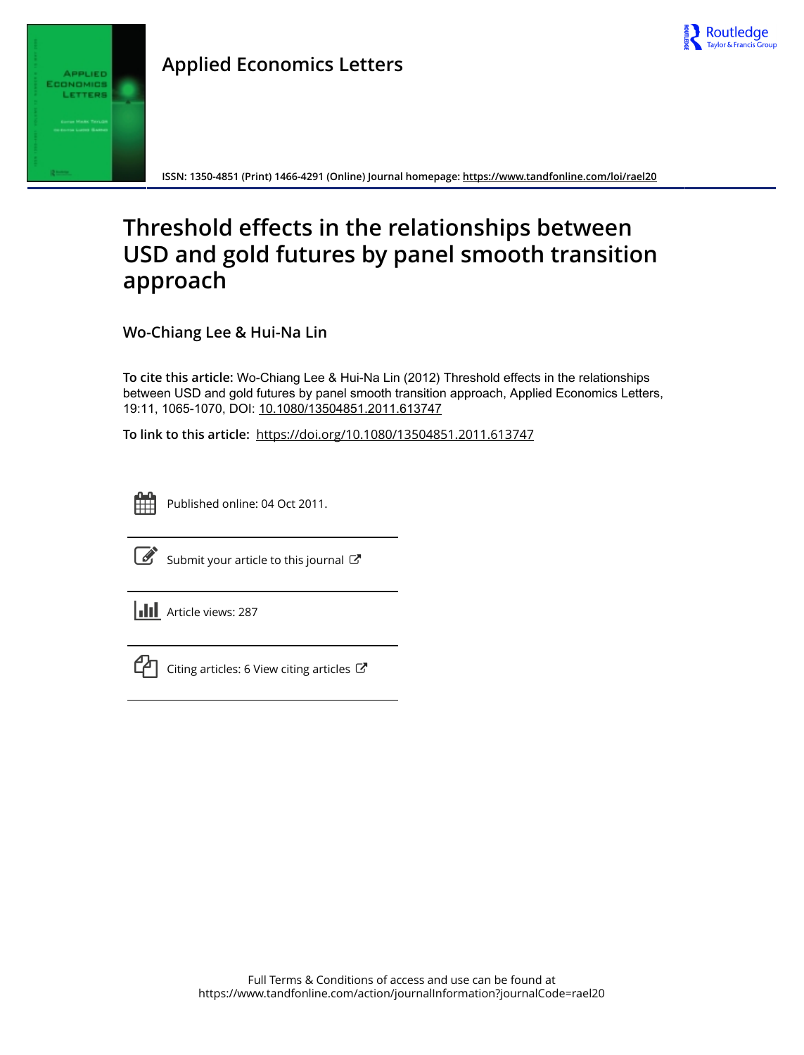Applied Economics Letters

ISSN: 1350-4851 (Print) 1466-4291 (Online) Journal homepage: https://www.tandfonline.com/loi/rael20

# Threshold effects in the relationships between USD and gold futures by panel smooth transition approach

**Wo-Chiang Lee & Hui-Na Lin**

**To cite this article:** Wo-Chiang Lee & Hui-Na Lin (2012) Threshold effects in the relationships between USD and gold futures by panel smooth transition approach, Applied Economics Letters, 19:11, 1065-1070, DOI: 10.1080/13504851.2011.613747

**To link to this article:** https://doi.org/10.1080/13504851.2011.613747

Published online: 04 Oct 2011.

Submit your article to this journal

Article views: 287

Citing articles: 6 View citing articles

Full Terms & Conditions of access and use can be found at https://www.tandfonline.com/action/journalInformation?journalCode=rael20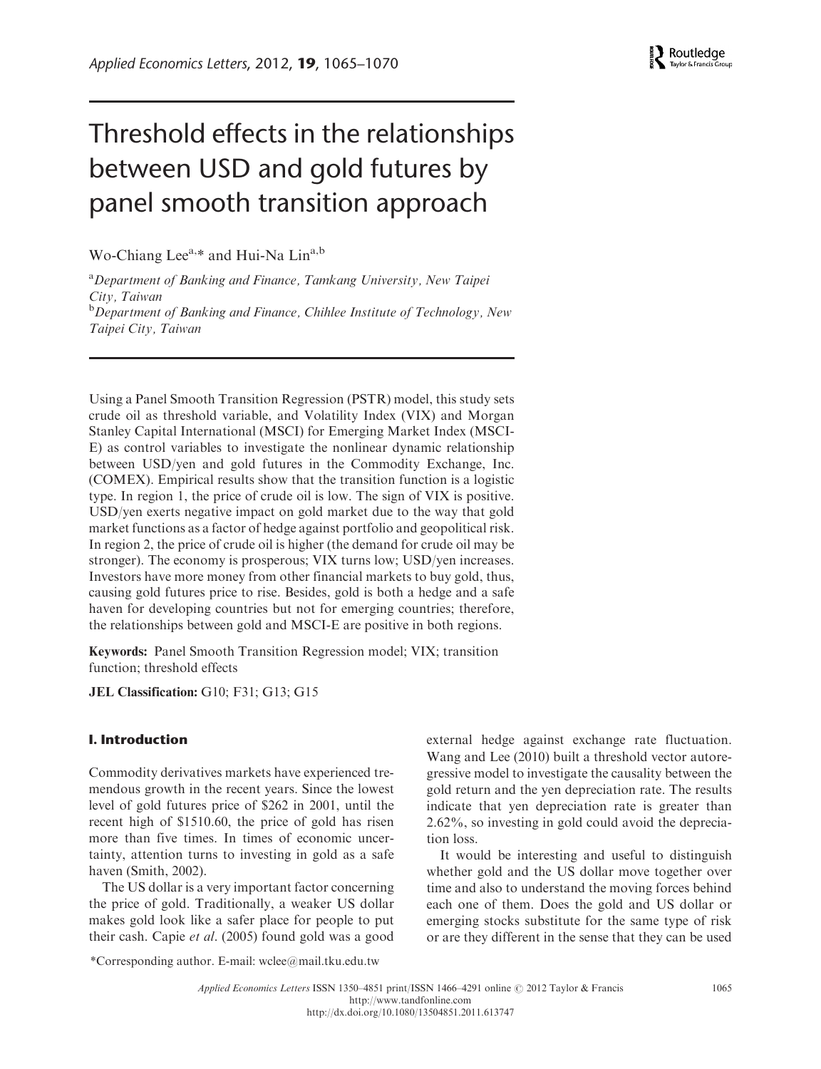# Threshold effects in the relationships between USD and gold futures by panel smooth transition approach

Wo-Chiang Lee[a,*] and Hui-Na Lin[a,b]

[a]*Department of Banking and Finance, Tamkang University, New Taipei City, Taiwan*

[b]*Department of Banking and Finance, Chihlee Institute of Technology, New Taipei City, Taiwan*

Using a Panel Smooth Transition Regression (PSTR) model, this study sets crude oil as threshold variable, and Volatility Index (VIX) and Morgan Stanley Capital International (MSCI) for Emerging Market Index (MSCI-E) as control variables to investigate the nonlinear dynamic relationship between USD/yen and gold futures in the Commodity Exchange, Inc. (COMEX). Empirical results show that the transition function is a logistic type. In region 1, the price of crude oil is low. The sign of VIX is positive. USD/yen exerts negative impact on gold market due to the way that gold market functions as a factor of hedge against portfolio and geopolitical risk. In region 2, the price of crude oil is higher (the demand for crude oil may be stronger). The economy is prosperous; VIX turns low; USD/yen increases. Investors have more money from other financial markets to buy gold, thus, causing gold futures price to rise. Besides, gold is both a hedge and a safe haven for developing countries but not for emerging countries; therefore, the relationships between gold and MSCI-E are positive in both regions.

**Keywords:** Panel Smooth Transition Regression model; VIX; transition function; threshold effects

**JEL Classification:** G10; F31; G13; G15

## I. Introduction

Commodity derivatives markets have experienced tremendous growth in the recent years. Since the lowest level of gold futures price of $262 in 2001, until the recent high of $1510.60, the price of gold has risen more than five times. In times of economic uncertainty, attention turns to investing in gold as a safe haven (Smith, 2002).

The US dollar is a very important factor concerning the price of gold. Traditionally, a weaker US dollar makes gold look like a safer place for people to put their cash. Capie *et al*. (2005) found gold was a good external hedge against exchange rate fluctuation. Wang and Lee (2010) built a threshold vector autoregressive model to investigate the causality between the gold return and the yen depreciation rate. The results indicate that yen depreciation rate is greater than 2.62%, so investing in gold could avoid the depreciation loss.

It would be interesting and useful to distinguish whether gold and the US dollar move together over time and also to understand the moving forces behind each one of them. Does the gold and US dollar or emerging stocks substitute for the same type of risk or are they different in the sense that they can be used

*Corresponding author. E-mail: wclee@mail.tku.edu.tw

Applied Economics Letters ISSN 1350–4851 print/ISSN 1466–4291 online © 2012 Taylor & Francis
http://www.tandfonline.com
http://dx.doi.org/10.1080/13504851.2011.613747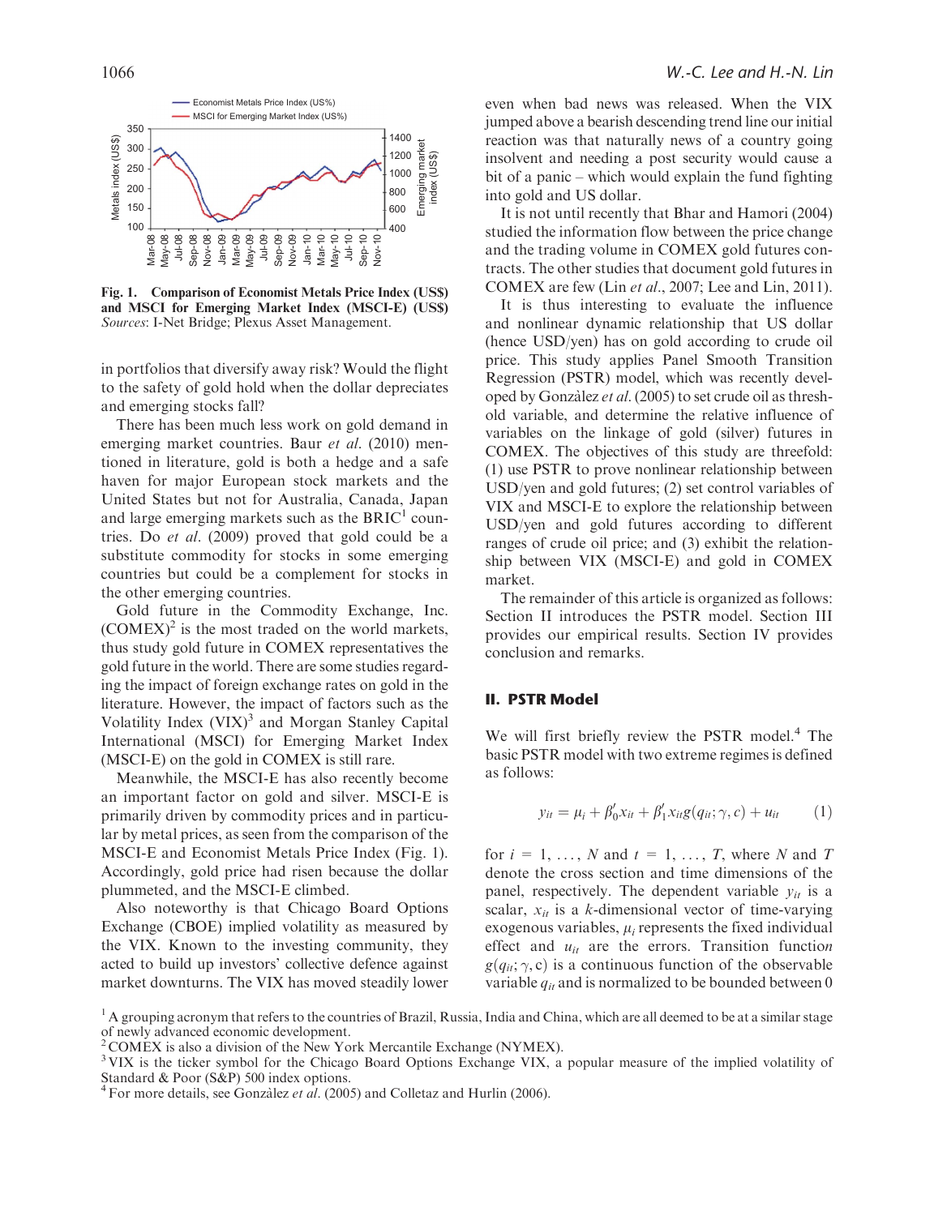**Fig. 1. Comparison of Economist Metals Price Index (US$) and MSCI for Emerging Market Index (MSCI-E) (US$)**
*Sources*: I-Net Bridge; Plexus Asset Management.

in portfolios that diversify away risk? Would the flight to the safety of gold hold when the dollar depreciates and emerging stocks fall?

There has been much less work on gold demand in emerging market countries. Baur *et al*. (2010) mentioned in literature, gold is both a hedge and a safe haven for major European stock markets and the United States but not for Australia, Canada, Japan and large emerging markets such as the BRIC[1] countries. Do *et al*. (2009) proved that gold could be a substitute commodity for stocks in some emerging countries but could be a complement for stocks in the other emerging countries.

Gold future in the Commodity Exchange, Inc. (COMEX)[2] is the most traded on the world markets, thus study gold future in COMEX representatives the gold future in the world. There are some studies regarding the impact of foreign exchange rates on gold in the literature. However, the impact of factors such as the Volatility Index (VIX)[3] and Morgan Stanley Capital International (MSCI) for Emerging Market Index (MSCI-E) on the gold in COMEX is still rare.

Meanwhile, the MSCI-E has also recently become an important factor on gold and silver. MSCI-E is primarily driven by commodity prices and in particular by metal prices, as seen from the comparison of the MSCI-E and Economist Metals Price Index (Fig. 1). Accordingly, gold price had risen because the dollar plummeted, and the MSCI-E climbed.

Also noteworthy is that Chicago Board Options Exchange (CBOE) implied volatility as measured by the VIX. Known to the investing community, they acted to build up investors' collective defence against market downturns. The VIX has moved steadily lower even when bad news was released. When the VIX jumped above a bearish descending trend line our initial reaction was that naturally news of a country going insolvent and needing a post security would cause a bit of a panic – which would explain the fund fighting into gold and US dollar.

It is not until recently that Bhar and Hamori (2004) studied the information flow between the price change and the trading volume in COMEX gold futures contracts. The other studies that document gold futures in COMEX are few (Lin *et al*., 2007; Lee and Lin, 2011).

It is thus interesting to evaluate the influence and nonlinear dynamic relationship that US dollar (hence USD/yen) has on gold according to crude oil price. This study applies Panel Smooth Transition Regression (PSTR) model, which was recently developed by Gonzàlez *et al*. (2005) to set crude oil as threshold variable, and determine the relative influence of variables on the linkage of gold (silver) futures in COMEX. The objectives of this study are threefold: (1) use PSTR to prove nonlinear relationship between USD/yen and gold futures; (2) set control variables of VIX and MSCI-E to explore the relationship between USD/yen and gold futures according to different ranges of crude oil price; and (3) exhibit the relationship between VIX (MSCI-E) and gold in COMEX market.

The remainder of this article is organized as follows: Section II introduces the PSTR model. Section III provides our empirical results. Section IV provides conclusion and remarks.

## II. PSTR Model

We will first briefly review the PSTR model.[4] The basic PSTR model with two extreme regimes is defined as follows:

$$y_{it} = \mu_i + \beta_0' x_{it} + \beta_1' x_{it} g(q_{it}; \gamma, c) + u_{it} \tag{1}$$

for $i = 1, \ldots, N$ and $t = 1, \ldots, T$, where $N$ and $T$ denote the cross section and time dimensions of the panel, respectively. The dependent variable $y_{it}$ is a scalar, $x_{it}$ is a $k$-dimensional vector of time-varying exogenous variables, $\mu_i$ represents the fixed individual effect and $u_{it}$ are the errors. Transition function $g(q_{it}; \gamma, c)$ is a continuous function of the observable variable $q_{it}$ and is normalized to be bounded between 0

[1] A grouping acronym that refers to the countries of Brazil, Russia, India and China, which are all deemed to be at a similar stage of newly advanced economic development.
[2] COMEX is also a division of the New York Mercantile Exchange (NYMEX).
[3] VIX is the ticker symbol for the Chicago Board Options Exchange VIX, a popular measure of the implied volatility of Standard & Poor (S&P) 500 index options.
[4] For more details, see Gonzàlez *et al*. (2005) and Colletaz and Hurlin (2006).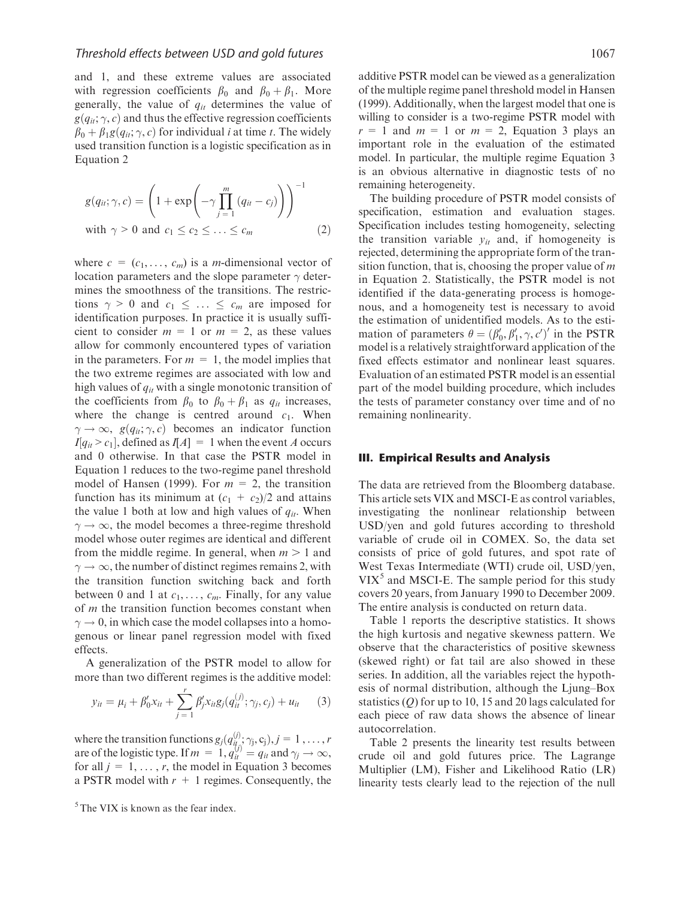and 1, and these extreme values are associated with regression coefficients $\beta_0$ and $\beta_0 + \beta_1$. More generally, the value of $q_{it}$ determines the value of $g(q_{it}; \gamma, c)$ and thus the effective regression coefficients $\beta_0 + \beta_1 g(q_{it}; \gamma, c)$ for individual $i$ at time $t$. The widely used transition function is a logistic specification as in Equation 2

$$g(q_{it}; \gamma, c) = \left(1 + \exp\left(-\gamma \prod_{j=1}^{m} (q_{it} - c_j)\right)\right)^{-1}$$
$$\text{with } \gamma > 0 \text{ and } c_1 \leq c_2 \leq \ldots \leq c_m \tag{2}$$

where $c = (c_1, \ldots, c_m)$ is a $m$-dimensional vector of location parameters and the slope parameter $\gamma$ determines the smoothness of the transitions. The restrictions $\gamma > 0$ and $c_1 \leq \ldots \leq c_m$ are imposed for identification purposes. In practice it is usually sufficient to consider $m = 1$ or $m = 2$, as these values allow for commonly encountered types of variation in the parameters. For $m = 1$, the model implies that the two extreme regimes are associated with low and high values of $q_{it}$ with a single monotonic transition of the coefficients from $\beta_0$ to $\beta_0 + \beta_1$ as $q_{it}$ increases, where the change is centred around $c_1$. When $\gamma \to \infty$, $g(q_{it}; \gamma, c)$ becomes an indicator function $I[q_{it} > c_1]$, defined as $I[A] = 1$ when the event $A$ occurs and 0 otherwise. In that case the PSTR model in Equation 1 reduces to the two-regime panel threshold model of Hansen (1999). For $m = 2$, the transition function has its minimum at $(c_1 + c_2)/2$ and attains the value 1 both at low and high values of $q_{it}$. When $\gamma \to \infty$, the model becomes a three-regime threshold model whose outer regimes are identical and different from the middle regime. In general, when $m > 1$ and $\gamma \to \infty$, the number of distinct regimes remains 2, with the transition function switching back and forth between 0 and 1 at $c_1, \ldots, c_m$. Finally, for any value of $m$ the transition function becomes constant when $\gamma \to 0$, in which case the model collapses into a homogenous or linear panel regression model with fixed effects.

A generalization of the PSTR model to allow for more than two different regimes is the additive model:

$$y_{it} = \mu_i + \beta_0' x_{it} + \sum_{j=1}^{r} \beta_j' x_{it} g_j(q_{it}^{(j)}; \gamma_j, c_j) + u_{it} \tag{3}$$

where the transition functions $g_j(q_{it}^{(j)}; \gamma_j, c_j)$, $j = 1, \ldots, r$ are of the logistic type. If $m = 1$, $q_{it}^{(j)} = q_{it}$ and $\gamma_j \to \infty$, for all $j = 1, \ldots, r$, the model in Equation 3 becomes a PSTR model with $r + 1$ regimes. Consequently, the additive PSTR model can be viewed as a generalization of the multiple regime panel threshold model in Hansen (1999). Additionally, when the largest model that one is willing to consider is a two-regime PSTR model with $r = 1$ and $m = 1$ or $m = 2$, Equation 3 plays an important role in the evaluation of the estimated model. In particular, the multiple regime Equation 3 is an obvious alternative in diagnostic tests of no remaining heterogeneity.

The building procedure of PSTR model consists of specification, estimation and evaluation stages. Specification includes testing homogeneity, selecting the transition variable $y_{it}$ and, if homogeneity is rejected, determining the appropriate form of the transition function, that is, choosing the proper value of $m$ in Equation 2. Statistically, the PSTR model is not identified if the data-generating process is homogenous, and a homogeneity test is necessary to avoid the estimation of unidentified models. As to the estimation of parameters $\theta = (\beta_0', \beta_1', \gamma, c')'$ in the PSTR model is a relatively straightforward application of the fixed effects estimator and nonlinear least squares. Evaluation of an estimated PSTR model is an essential part of the model building procedure, which includes the tests of parameter constancy over time and of no remaining nonlinearity.

## III. Empirical Results and Analysis

The data are retrieved from the Bloomberg database. This article sets VIX and MSCI-E as control variables, investigating the nonlinear relationship between USD/yen and gold futures according to threshold variable of crude oil in COMEX. So, the data set consists of price of gold futures, and spot rate of West Texas Intermediate (WTI) crude oil, USD/yen, VIX[5] and MSCI-E. The sample period for this study covers 20 years, from January 1990 to December 2009. The entire analysis is conducted on return data.

Table 1 reports the descriptive statistics. It shows the high kurtosis and negative skewness pattern. We observe that the characteristics of positive skewness (skewed right) or fat tail are also showed in these series. In addition, all the variables reject the hypothesis of normal distribution, although the Ljung–Box statistics ($Q$) for up to 10, 15 and 20 lags calculated for each piece of raw data shows the absence of linear autocorrelation.

Table 2 presents the linearity test results between crude oil and gold futures price. The Lagrange Multiplier (LM), Fisher and Likelihood Ratio (LR) linearity tests clearly lead to the rejection of the null

[5] The VIX is known as the fear index.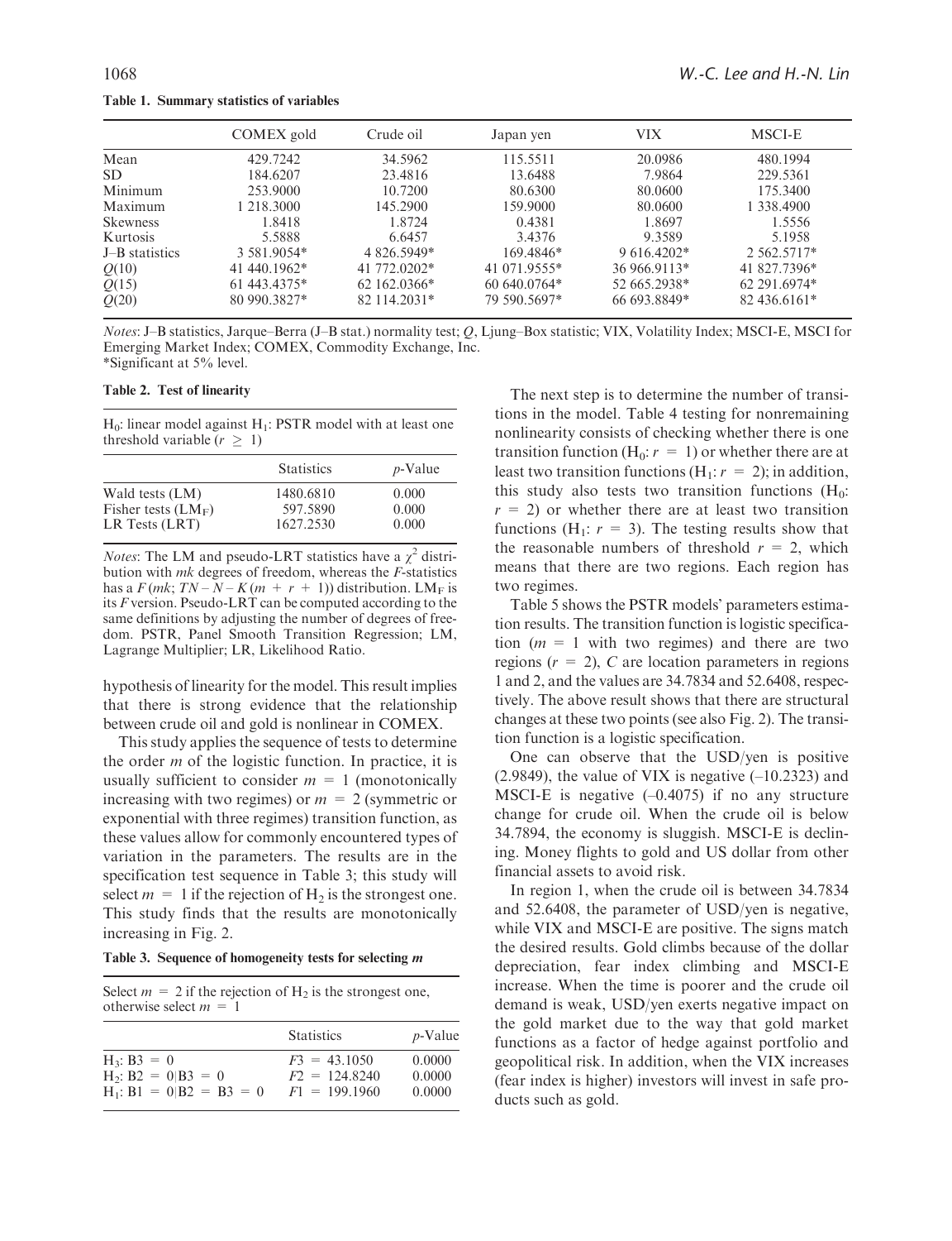**Table 1. Summary statistics of variables**

| | COMEX gold | Crude oil | Japan yen | VIX | MSCI-E |
|---|---|---|---|---|---|
| Mean | 429.7242 | 34.5962 | 115.5511 | 20.0986 | 480.1994 |
| SD | 184.6207 | 23.4816 | 13.6488 | 7.9864 | 229.5361 |
| Minimum | 253.9000 | 10.7200 | 80.6300 | 80.0600 | 175.3400 |
| Maximum | 1 218.3000 | 145.2900 | 159.9000 | 80.0600 | 1 338.4900 |
| Skewness | 1.8418 | 1.8724 | 0.4381 | 1.8697 | 1.5556 |
| Kurtosis | 5.5888 | 6.6457 | 3.4376 | 9.3589 | 5.1958 |
| J–B statistics | 3 581.9054* | 4 826.5949* | 169.4846* | 9 616.4202* | 2 562.5717* |
| $Q(10)$ | 41 440.1962* | 41 772.0202* | 41 071.9555* | 36 966.9113* | 41 827.7396* |
| $Q(15)$ | 61 443.4375* | 62 162.0366* | 60 640.0764* | 52 665.2938* | 62 291.6974* |
| $Q(20)$ | 80 990.3827* | 82 114.2031* | 79 590.5697* | 66 693.8849* | 82 436.6161* |

*Notes*: J–B statistics, Jarque–Berra (J–B stat.) normality test; $Q$, Ljung–Box statistic; VIX, Volatility Index; MSCI-E, MSCI for Emerging Market Index; COMEX, Commodity Exchange, Inc.
*Significant at 5% level.

**Table 2. Test of linearity**

| $H_0$: linear model against $H_1$: PSTR model with at least one threshold variable ($r \geq 1$) | | |
|---|---|---|
| | Statistics | $p$-Value |
| Wald tests (LM) | 1480.6810 | 0.000 |
| Fisher tests ($LM_F$) | 597.5890 | 0.000 |
| LR Tests (LRT) | 1627.2530 | 0.000 |

*Notes*: The LM and pseudo-LRT statistics have a $\chi^2$ distribution with $mk$ degrees of freedom, whereas the $F$-statistics has a $F(mk; TN - N - K(m + r + 1))$ distribution. $LM_F$ is its $F$ version. Pseudo-LRT can be computed according to the same definitions by adjusting the number of degrees of freedom. PSTR, Panel Smooth Transition Regression; LM, Lagrange Multiplier; LR, Likelihood Ratio.

hypothesis of linearity for the model. This result implies that there is strong evidence that the relationship between crude oil and gold is nonlinear in COMEX.

This study applies the sequence of tests to determine the order $m$ of the logistic function. In practice, it is usually sufficient to consider $m = 1$ (monotonically increasing with two regimes) or $m = 2$ (symmetric or exponential with three regimes) transition function, as these values allow for commonly encountered types of variation in the parameters. The results are in the specification test sequence in Table 3; this study will select $m = 1$ if the rejection of $H_2$ is the strongest one. This study finds that the results are monotonically increasing in Fig. 2.

**Table 3. Sequence of homogeneity tests for selecting $m$**

| Select $m = 2$ if the rejection of $H_2$ is the strongest one, otherwise select $m = 1$ | | |
|---|---|---|
| | Statistics | $p$-Value |
| $H_3$: $B3 = 0$ | $F3 = 43.1050$ | 0.0000 |
| $H_2$: $B2 = 0 \vert B3 = 0$ | $F2 = 124.8240$ | 0.0000 |
| $H_1$: $B1 = 0 \vert B2 = B3 = 0$ | $F1 = 199.1960$ | 0.0000 |

The next step is to determine the number of transitions in the model. Table 4 testing for nonremaining nonlinearity consists of checking whether there is one transition function ($H_0$: $r = 1$) or whether there are at least two transition functions ($H_1$: $r = 2$); in addition, this study also tests two transition functions ($H_0$: $r = 2$) or whether there are at least two transition functions ($H_1$: $r = 3$). The testing results show that the reasonable numbers of threshold $r = 2$, which means that there are two regions. Each region has two regimes.

Table 5 shows the PSTR models' parameters estimation results. The transition function is logistic specification ($m = 1$ with two regimes) and there are two regions ($r = 2$), $C$ are location parameters in regions 1 and 2, and the values are 34.7834 and 52.6408, respectively. The above result shows that there are structural changes at these two points (see also Fig. 2). The transition function is a logistic specification.

One can observe that the USD/yen is positive (2.9849), the value of VIX is negative (–10.2323) and MSCI-E is negative (–0.4075) if no any structure change for crude oil. When the crude oil is below 34.7894, the economy is sluggish. MSCI-E is declining. Money flights to gold and US dollar from other financial assets to avoid risk.

In region 1, when the crude oil is between 34.7834 and 52.6408, the parameter of USD/yen is negative, while VIX and MSCI-E are positive. The signs match the desired results. Gold climbs because of the dollar depreciation, fear index climbing and MSCI-E increase. When the time is poorer and the crude oil demand is weak, USD/yen exerts negative impact on the gold market due to the way that gold market functions as a factor of hedge against portfolio and geopolitical risk. In addition, when the VIX increases (fear index is higher) investors will invest in safe products such as gold.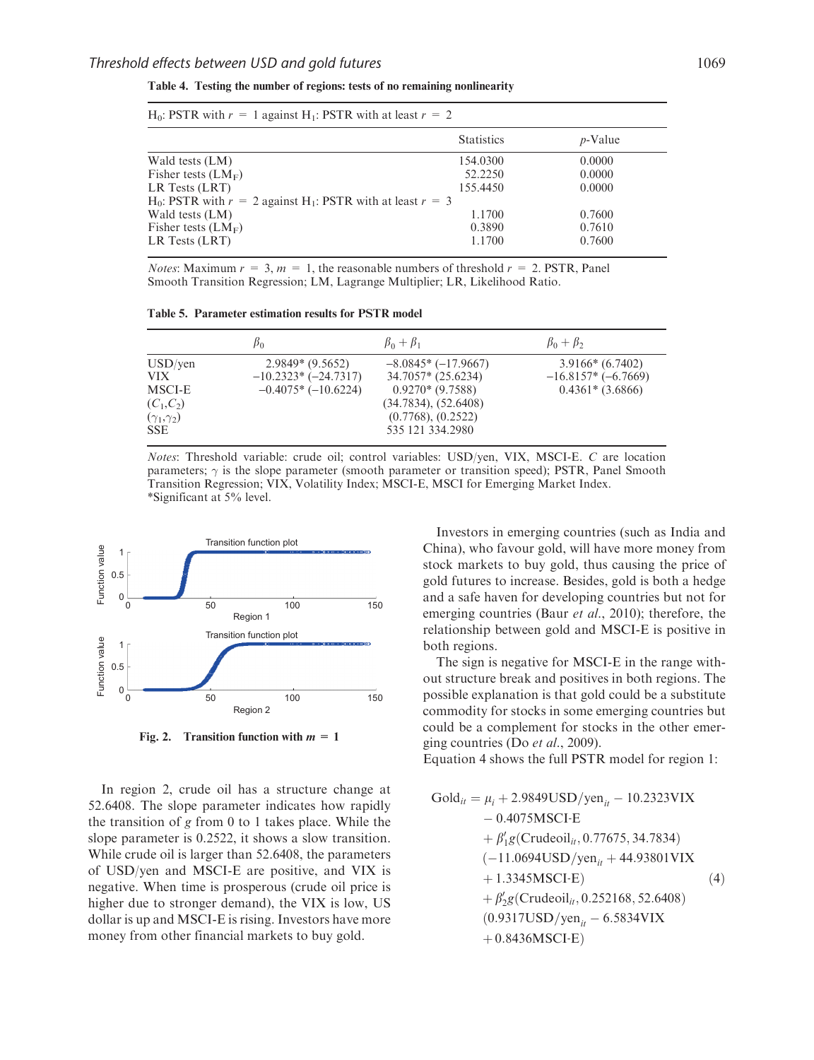**Table 4. Testing the number of regions: tests of no remaining nonlinearity**

| $H_0$: PSTR with $r = 1$ against $H_1$: PSTR with at least $r = 2$ | | |
|---|---|---|
| | Statistics | $p$-Value |
| Wald tests (LM) | 154.0300 | 0.0000 |
| Fisher tests ($LM_F$) | 52.2250 | 0.0000 |
| LR Tests (LRT) | 155.4450 | 0.0000 |
| $H_0$: PSTR with $r = 2$ against $H_1$: PSTR with at least $r = 3$ | | |
| Wald tests (LM) | 1.1700 | 0.7600 |
| Fisher tests ($LM_F$) | 0.3890 | 0.7610 |
| LR Tests (LRT) | 1.1700 | 0.7600 |

*Notes*: Maximum $r = 3$, $m = 1$, the reasonable numbers of threshold $r = 2$. PSTR, Panel Smooth Transition Regression; LM, Lagrange Multiplier; LR, Likelihood Ratio.

**Table 5. Parameter estimation results for PSTR model**

| | $\beta_0$ | $\beta_0 + \beta_1$ | $\beta_0 + \beta_2$ |
|---|---|---|---|
| USD/yen | 2.9849* (9.5652) | −8.0845* (−17.9667) | 3.9166* (6.7402) |
| VIX | −10.2323* (−24.7317) | 34.7057* (25.6234) | −16.8157* (−6.7669) |
| MSCI-E | −0.4075* (−10.6224) | 0.9270* (9.7588) | 0.4361* (3.6866) |
| $(C_1, C_2)$ | | (34.7834), (52.6408) | |
| $(\gamma_1, \gamma_2)$ | | (0.7768), (0.2522) | |
| SSE | | 535 121 334.2980 | |

*Notes*: Threshold variable: crude oil; control variables: USD/yen, VIX, MSCI-E. $C$ are location parameters; $\gamma$ is the slope parameter (smooth parameter or transition speed); PSTR, Panel Smooth Transition Regression; VIX, Volatility Index; MSCI-E, MSCI for Emerging Market Index.
*Significant at 5% level.

**Fig. 2. Transition function with $m = 1$**

In region 2, crude oil has a structure change at 52.6408. The slope parameter indicates how rapidly the transition of $g$ from 0 to 1 takes place. While the slope parameter is 0.2522, it shows a slow transition. While crude oil is larger than 52.6408, the parameters of USD/yen and MSCI-E are positive, and VIX is negative. When time is prosperous (crude oil price is higher due to stronger demand), the VIX is low, US dollar is up and MSCI-E is rising. Investors have more money from other financial markets to buy gold.

Investors in emerging countries (such as India and China), who favour gold, will have more money from stock markets to buy gold, thus causing the price of gold futures to increase. Besides, gold is both a hedge and a safe haven for developing countries but not for emerging countries (Baur *et al*., 2010); therefore, the relationship between gold and MSCI-E is positive in both regions.

The sign is negative for MSCI-E in the range without structure break and positives in both regions. The possible explanation is that gold could be a substitute commodity for stocks in some emerging countries but could be a complement for stocks in the other emerging countries (Do *et al*., 2009).

Equation 4 shows the full PSTR model for region 1:

$$
\begin{aligned}
\text{Gold}_{it} = {} & \mu_i + 2.9849\text{USD/yen}_{it} - 10.2323\text{VIX} \\
& - 0.4075\text{MSCI-E} \\
& + \beta_1' g(\text{Crudeoil}_{it}, 0.77675, 34.7834) \\
& (-11.0694\text{USD/yen}_{it} + 44.93801\text{VIX} \\
& + 1.3345\text{MSCI-E}) \\
& + \beta_2' g(\text{Crudeoil}_{it}, 0.252168, 52.6408) \\
& (0.9317\text{USD/yen}_{it} - 6.5834\text{VIX} \\
& + 0.8436\text{MSCI-E})
\end{aligned} \tag{4}
$$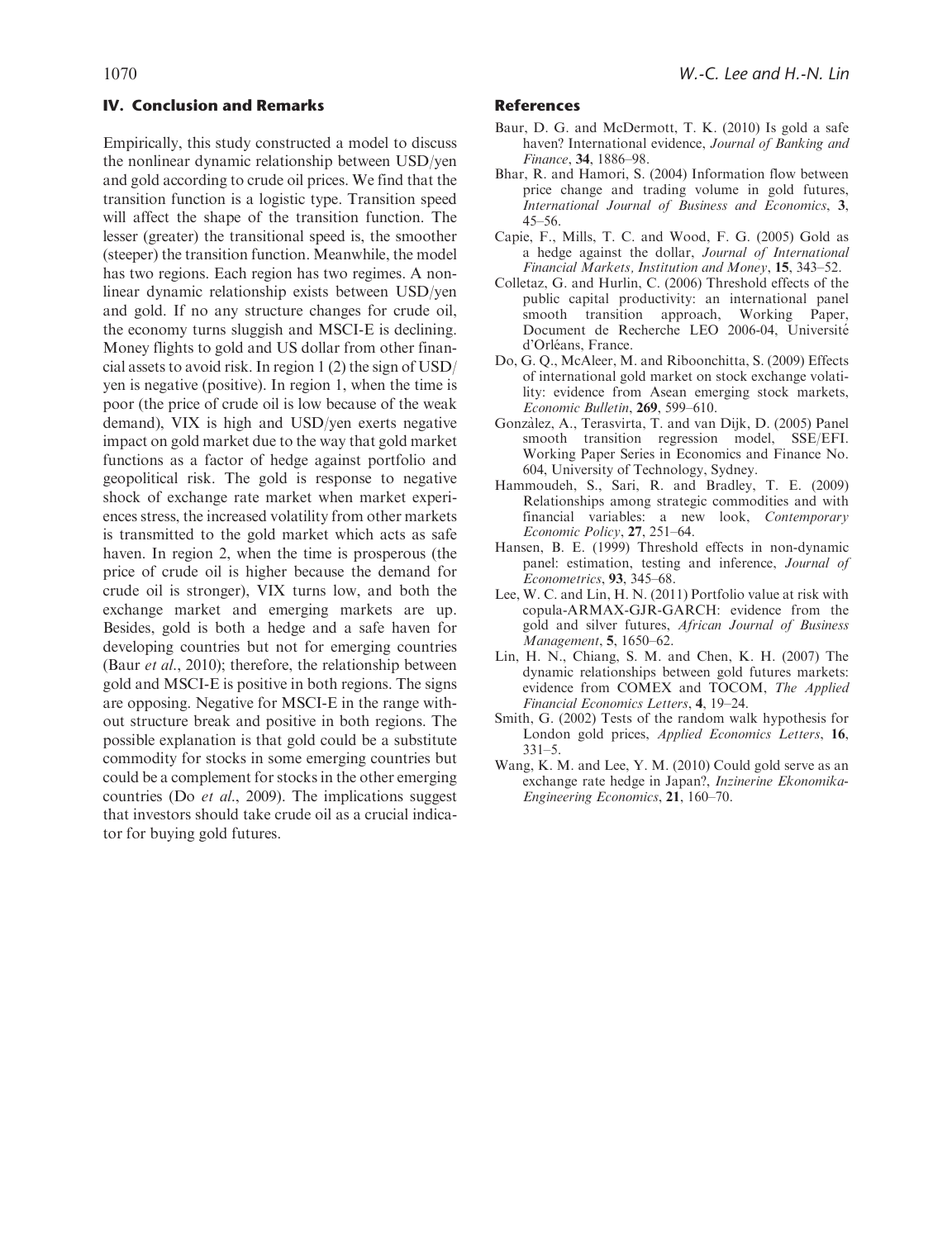## IV. Conclusion and Remarks

Empirically, this study constructed a model to discuss the nonlinear dynamic relationship between USD/yen and gold according to crude oil prices. We find that the transition function is a logistic type. Transition speed will affect the shape of the transition function. The lesser (greater) the transitional speed is, the smoother (steeper) the transition function. Meanwhile, the model has two regions. Each region has two regimes. A nonlinear dynamic relationship exists between USD/yen and gold. If no any structure changes for crude oil, the economy turns sluggish and MSCI-E is declining. Money flights to gold and US dollar from other financial assets to avoid risk. In region 1 (2) the sign of USD/yen is negative (positive). In region 1, when the time is poor (the price of crude oil is low because of the weak demand), VIX is high and USD/yen exerts negative impact on gold market due to the way that gold market functions as a factor of hedge against portfolio and geopolitical risk. The gold is response to negative shock of exchange rate market when market experiences stress, the increased volatility from other markets is transmitted to the gold market which acts as safe haven. In region 2, when the time is prosperous (the price of crude oil is higher because the demand for crude oil is stronger), VIX turns low, and both the exchange market and emerging markets are up. Besides, gold is both a hedge and a safe haven for developing countries but not for emerging countries (Baur *et al.*, 2010); therefore, the relationship between gold and MSCI-E is positive in both regions. The signs are opposing. Negative for MSCI-E in the range without structure break and positive in both regions. The possible explanation is that gold could be a substitute commodity for stocks in some emerging countries but could be a complement for stocks in the other emerging countries (Do *et al.*, 2009). The implications suggest that investors should take crude oil as a crucial indicator for buying gold futures.

## References

Baur, D. G. and McDermott, T. K. (2010) Is gold a safe haven? International evidence, *Journal of Banking and Finance*, **34**, 1886–98.

Bhar, R. and Hamori, S. (2004) Information flow between price change and trading volume in gold futures, *International Journal of Business and Economics*, **3**, 45–56.

Capie, F., Mills, T. C. and Wood, F. G. (2005) Gold as a hedge against the dollar, *Journal of International Financial Markets, Institution and Money*, **15**, 343–52.

Colletaz, G. and Hurlin, C. (2006) Threshold effects of the public capital productivity: an international panel smooth transition approach, Working Paper, Document de Recherche LEO 2006-04, Université d'Orléans, France.

Do, G. Q., McAleer, M. and Ribonchitta, S. (2009) Effects of international gold market on stock exchange volatility: evidence from Asean emerging stock markets, *Economic Bulletin*, **269**, 599–610.

Gonzàlez, A., Terasvirta, T. and van Dijk, D. (2005) Panel smooth transition regression model, SSE/EFI. Working Paper Series in Economics and Finance No. 604, University of Technology, Sydney.

Hammoudeh, S., Sari, R. and Bradley, T. E. (2009) Relationships among strategic commodities and with financial variables: a new look, *Contemporary Economic Policy*, **27**, 251–64.

Hansen, B. E. (1999) Threshold effects in non-dynamic panel: estimation, testing and inference, *Journal of Econometrics*, **93**, 345–68.

Lee, W. C. and Lin, H. N. (2011) Portfolio value at risk with copula-ARMAX-GJR-GARCH: evidence from the gold and silver futures, *African Journal of Business Management*, **5**, 1650–62.

Lin, H. N., Chiang, S. M. and Chen, K. H. (2007) The dynamic relationships between gold futures markets: evidence from COMEX and TOCOM, *The Applied Financial Economics Letters*, **4**, 19–24.

Smith, G. (2002) Tests of the random walk hypothesis for London gold prices, *Applied Economics Letters*, **16**, 331–5.

Wang, K. M. and Lee, Y. M. (2010) Could gold serve as an exchange rate hedge in Japan?, *Inzinerine Ekonomika-Engineering Economics*, **21**, 160–70.